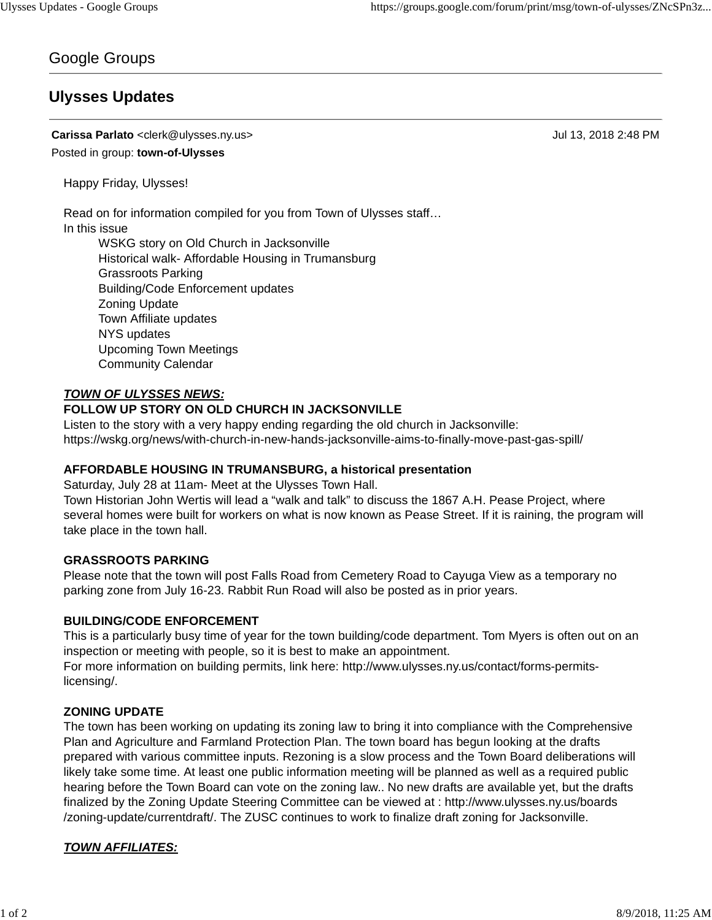Google Groups

# Ulysses Updates

**Carissa Parlato** <clerk@ulysses.ny.us> Jul 13, 2018 2:48 PM
Posted in group: **town-of-Ulysses**

Happy Friday, Ulysses!

Read on for information compiled for you from Town of Ulysses staff…
In this issue

- WSKG story on Old Church in Jacksonville
- Historical walk- Affordable Housing in Trumansburg
- Grassroots Parking
- Building/Code Enforcement updates
- Zoning Update
- Town Affiliate updates
- NYS updates
- Upcoming Town Meetings
- Community Calendar

***TOWN OF ULYSSES NEWS:***

**FOLLOW UP STORY ON OLD CHURCH IN JACKSONVILLE**

Listen to the story with a very happy ending regarding the old church in Jacksonville: https://wskg.org/news/with-church-in-new-hands-jacksonville-aims-to-finally-move-past-gas-spill/

**AFFORDABLE HOUSING IN TRUMANSBURG, a historical presentation**

Saturday, July 28 at 11am- Meet at the Ulysses Town Hall.
Town Historian John Wertis will lead a "walk and talk" to discuss the 1867 A.H. Pease Project, where several homes were built for workers on what is now known as Pease Street. If it is raining, the program will take place in the town hall.

**GRASSROOTS PARKING**

Please note that the town will post Falls Road from Cemetery Road to Cayuga View as a temporary no parking zone from July 16-23. Rabbit Run Road will also be posted as in prior years.

**BUILDING/CODE ENFORCEMENT**

This is a particularly busy time of year for the town building/code department. Tom Myers is often out on an inspection or meeting with people, so it is best to make an appointment.
For more information on building permits, link here: http://www.ulysses.ny.us/contact/forms-permits-licensing/.

**ZONING UPDATE**

The town has been working on updating its zoning law to bring it into compliance with the Comprehensive Plan and Agriculture and Farmland Protection Plan. The town board has begun looking at the drafts prepared with various committee inputs. Rezoning is a slow process and the Town Board deliberations will likely take some time. At least one public information meeting will be planned as well as a required public hearing before the Town Board can vote on the zoning law.. No new drafts are available yet, but the drafts finalized by the Zoning Update Steering Committee can be viewed at : http://www.ulysses.ny.us/boards/zoning-update/currentdraft/. The ZUSC continues to work to finalize draft zoning for Jacksonville.

***TOWN AFFILIATES:***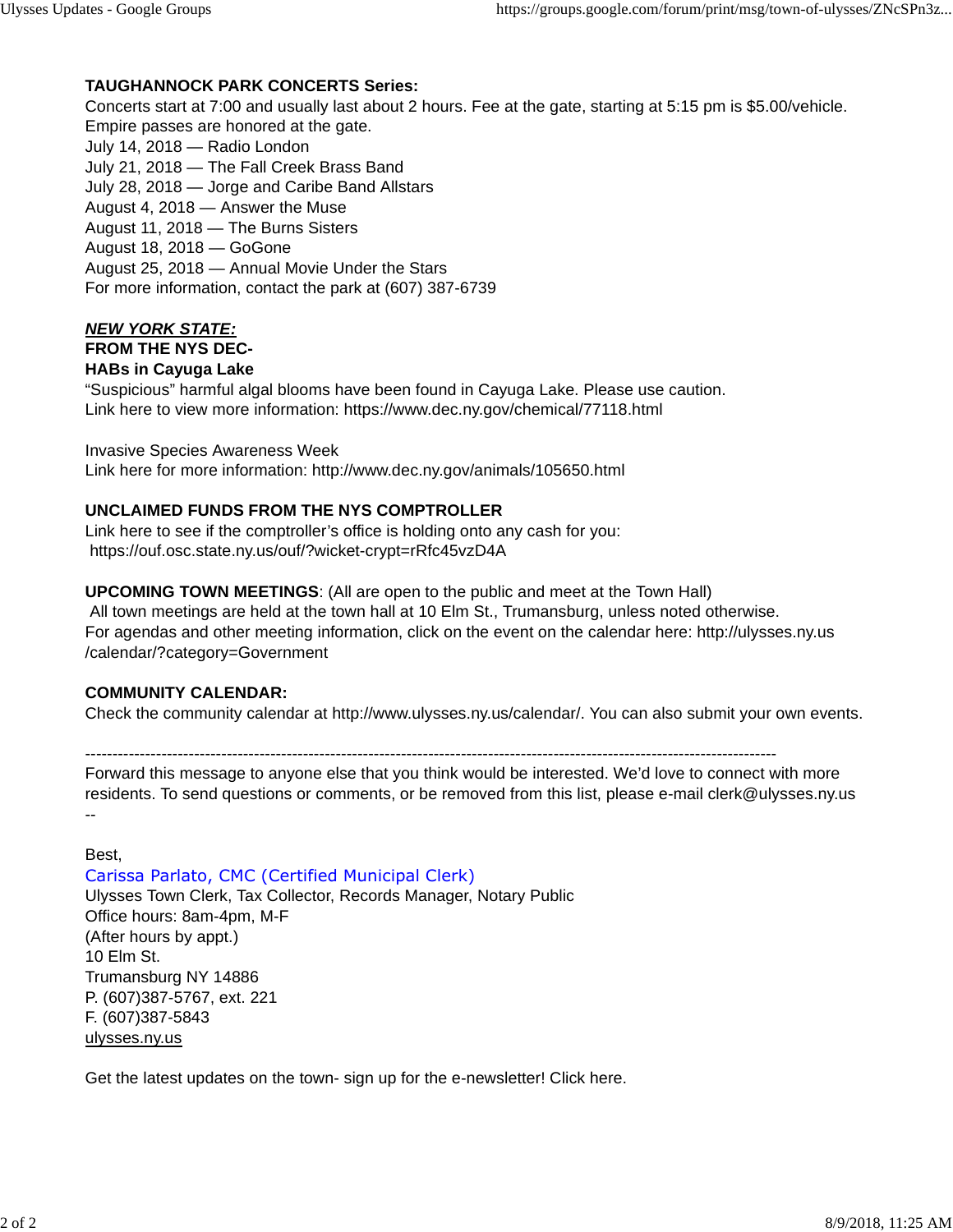**TAUGHANNOCK PARK CONCERTS Series:**
Concerts start at 7:00 and usually last about 2 hours. Fee at the gate, starting at 5:15 pm is $5.00/vehicle. Empire passes are honored at the gate.
July 14, 2018 — Radio London
July 21, 2018 — The Fall Creek Brass Band
July 28, 2018 — Jorge and Caribe Band Allstars
August 4, 2018 — Answer the Muse
August 11, 2018 — The Burns Sisters
August 18, 2018 — GoGone
August 25, 2018 — Annual Movie Under the Stars
For more information, contact the park at (607) 387-6739

***NEW YORK STATE:***
**FROM THE NYS DEC-**
**HABs in Cayuga Lake**
“Suspicious” harmful algal blooms have been found in Cayuga Lake. Please use caution.
Link here to view more information: https://www.dec.ny.gov/chemical/77118.html

Invasive Species Awareness Week
Link here for more information: http://www.dec.ny.gov/animals/105650.html

**UNCLAIMED FUNDS FROM THE NYS COMPTROLLER**
Link here to see if the comptroller’s office is holding onto any cash for you:
https://ouf.osc.state.ny.us/ouf/?wicket-crypt=rRfc45vzD4A

**UPCOMING TOWN MEETINGS**: (All are open to the public and meet at the Town Hall)
All town meetings are held at the town hall at 10 Elm St., Trumansburg, unless noted otherwise.
For agendas and other meeting information, click on the event on the calendar here: http://ulysses.ny.us/calendar/?category=Government

**COMMUNITY CALENDAR:**
Check the community calendar at http://www.ulysses.ny.us/calendar/. You can also submit your own events.

------------------------------------------------------------------------------------------------------------------------
Forward this message to anyone else that you think would be interested. We’d love to connect with more residents. To send questions or comments, or be removed from this list, please e-mail clerk@ulysses.ny.us
--

Best,
Carissa Parlato, CMC (Certified Municipal Clerk)
Ulysses Town Clerk, Tax Collector, Records Manager, Notary Public
Office hours: 8am-4pm, M-F
(After hours by appt.)
10 Elm St.
Trumansburg NY 14886
P. (607)387-5767, ext. 221
F. (607)387-5843
ulysses.ny.us

Get the latest updates on the town- sign up for the e-newsletter! Click here.